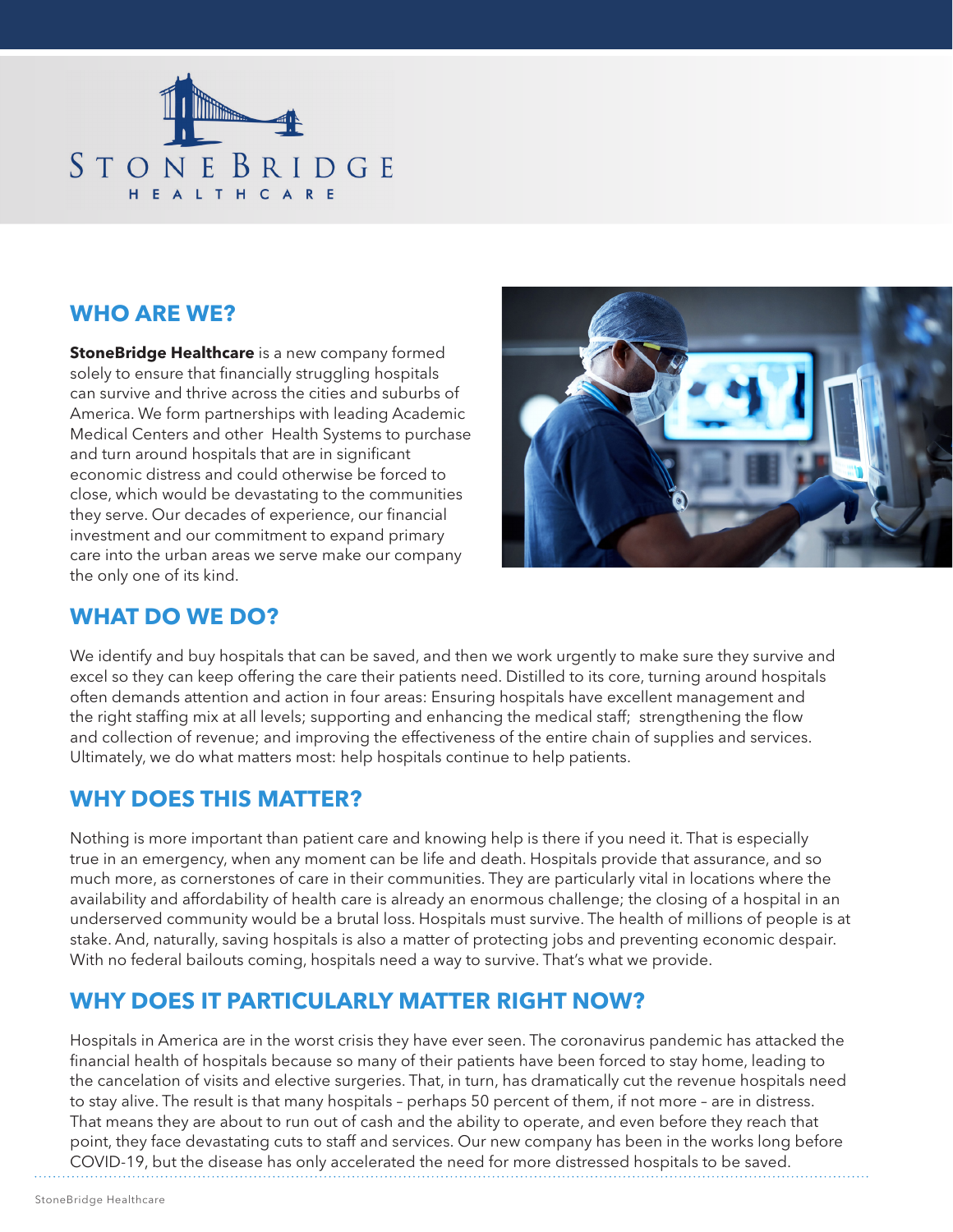# STONEBRIDGE HEALTHCARE

## WHO ARE WE?

**StoneBridge Healthcare** is a new company formed solely to ensure that financially struggling hospitals can survive and thrive across the cities and suburbs of America. We form partnerships with leading Academic Medical Centers and other Health Systems to purchase and turn around hospitals that are in significant economic distress and could otherwise be forced to close, which would be devastating to the communities they serve. Our decades of experience, our financial investment and our commitment to expand primary care into the urban areas we serve make our company the only one of its kind.

## WHAT DO WE DO?

We identify and buy hospitals that can be saved, and then we work urgently to make sure they survive and excel so they can keep offering the care their patients need. Distilled to its core, turning around hospitals often demands attention and action in four areas: Ensuring hospitals have excellent management and the right staffing mix at all levels; supporting and enhancing the medical staff; strengthening the flow and collection of revenue; and improving the effectiveness of the entire chain of supplies and services. Ultimately, we do what matters most: help hospitals continue to help patients.

## WHY DOES THIS MATTER?

Nothing is more important than patient care and knowing help is there if you need it. That is especially true in an emergency, when any moment can be life and death. Hospitals provide that assurance, and so much more, as cornerstones of care in their communities. They are particularly vital in locations where the availability and affordability of health care is already an enormous challenge; the closing of a hospital in an underserved community would be a brutal loss. Hospitals must survive. The health of millions of people is at stake. And, naturally, saving hospitals is also a matter of protecting jobs and preventing economic despair. With no federal bailouts coming, hospitals need a way to survive. That's what we provide.

## WHY DOES IT PARTICULARLY MATTER RIGHT NOW?

Hospitals in America are in the worst crisis they have ever seen. The coronavirus pandemic has attacked the financial health of hospitals because so many of their patients have been forced to stay home, leading to the cancelation of visits and elective surgeries. That, in turn, has dramatically cut the revenue hospitals need to stay alive. The result is that many hospitals – perhaps 50 percent of them, if not more – are in distress. That means they are about to run out of cash and the ability to operate, and even before they reach that point, they face devastating cuts to staff and services. Our new company has been in the works long before COVID-19, but the disease has only accelerated the need for more distressed hospitals to be saved.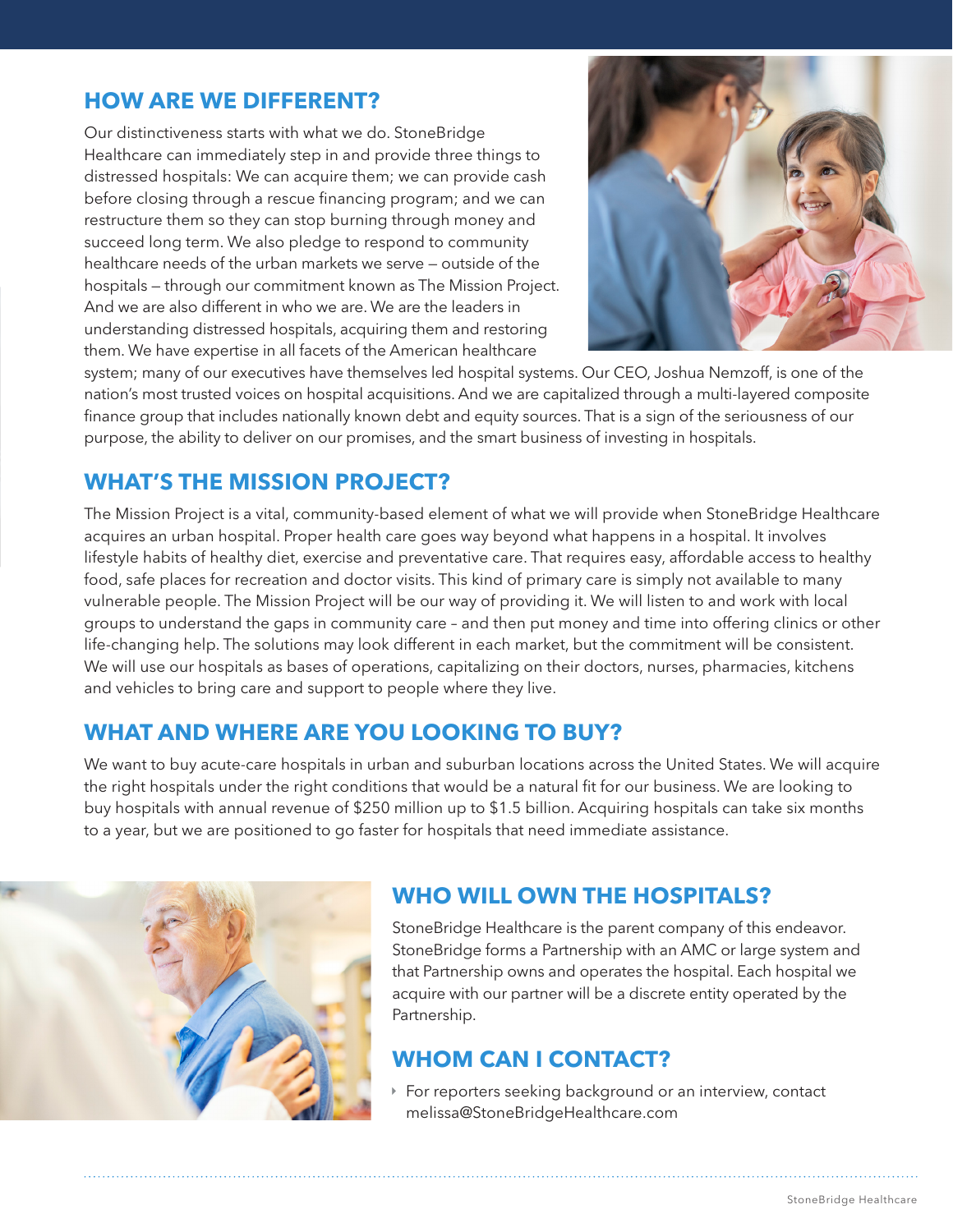## HOW ARE WE DIFFERENT?

Our distinctiveness starts with what we do. StoneBridge Healthcare can immediately step in and provide three things to distressed hospitals: We can acquire them; we can provide cash before closing through a rescue financing program; and we can restructure them so they can stop burning through money and succeed long term. We also pledge to respond to community healthcare needs of the urban markets we serve — outside of the hospitals — through our commitment known as The Mission Project. And we are also different in who we are. We are the leaders in understanding distressed hospitals, acquiring them and restoring them. We have expertise in all facets of the American healthcare system; many of our executives have themselves led hospital systems. Our CEO, Joshua Nemzoff, is one of the nation's most trusted voices on hospital acquisitions. And we are capitalized through a multi-layered composite finance group that includes nationally known debt and equity sources. That is a sign of the seriousness of our purpose, the ability to deliver on our promises, and the smart business of investing in hospitals.

## WHAT'S THE MISSION PROJECT?

The Mission Project is a vital, community-based element of what we will provide when StoneBridge Healthcare acquires an urban hospital. Proper health care goes way beyond what happens in a hospital. It involves lifestyle habits of healthy diet, exercise and preventative care. That requires easy, affordable access to healthy food, safe places for recreation and doctor visits. This kind of primary care is simply not available to many vulnerable people. The Mission Project will be our way of providing it. We will listen to and work with local groups to understand the gaps in community care – and then put money and time into offering clinics or other life-changing help. The solutions may look different in each market, but the commitment will be consistent. We will use our hospitals as bases of operations, capitalizing on their doctors, nurses, pharmacies, kitchens and vehicles to bring care and support to people where they live.

## WHAT AND WHERE ARE YOU LOOKING TO BUY?

We want to buy acute-care hospitals in urban and suburban locations across the United States. We will acquire the right hospitals under the right conditions that would be a natural fit for our business. We are looking to buy hospitals with annual revenue of $250 million up to $1.5 billion. Acquiring hospitals can take six months to a year, but we are positioned to go faster for hospitals that need immediate assistance.

## WHO WILL OWN THE HOSPITALS?

StoneBridge Healthcare is the parent company of this endeavor. StoneBridge forms a Partnership with an AMC or large system and that Partnership owns and operates the hospital. Each hospital we acquire with our partner will be a discrete entity operated by the Partnership.

## WHOM CAN I CONTACT?

- For reporters seeking background or an interview, contact melissa@StoneBridgeHealthcare.com